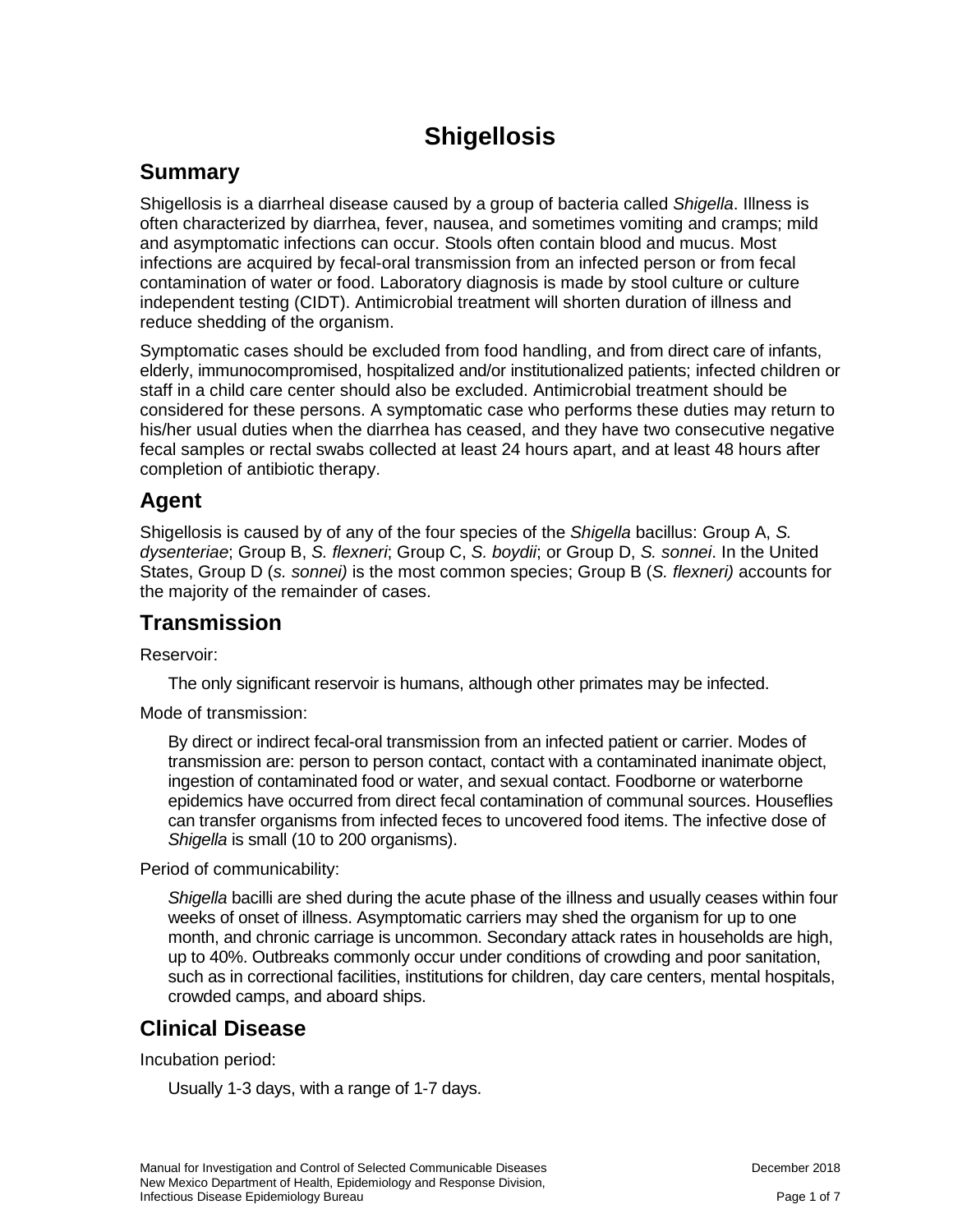# Shigellosis

## Summary

Shigellosis is a diarrheal disease caused by a group of bacteria called *Shigella*. Illness is often characterized by diarrhea, fever, nausea, and sometimes vomiting and cramps; mild and asymptomatic infections can occur. Stools often contain blood and mucus. Most infections are acquired by fecal-oral transmission from an infected person or from fecal contamination of water or food. Laboratory diagnosis is made by stool culture or culture independent testing (CIDT). Antimicrobial treatment will shorten duration of illness and reduce shedding of the organism.

Symptomatic cases should be excluded from food handling, and from direct care of infants, elderly, immunocompromised, hospitalized and/or institutionalized patients; infected children or staff in a child care center should also be excluded. Antimicrobial treatment should be considered for these persons. A symptomatic case who performs these duties may return to his/her usual duties when the diarrhea has ceased, and they have two consecutive negative fecal samples or rectal swabs collected at least 24 hours apart, and at least 48 hours after completion of antibiotic therapy.

## Agent

Shigellosis is caused by of any of the four species of the *Shigella* bacillus: Group A, *S. dysenteriae*; Group B, *S. flexneri*; Group C, *S. boydii*; or Group D, *S. sonnei*. In the United States, Group D (*s. sonnei)* is the most common species; Group B (*S. flexneri)* accounts for the majority of the remainder of cases.

## Transmission

Reservoir:

The only significant reservoir is humans, although other primates may be infected.

Mode of transmission:

By direct or indirect fecal-oral transmission from an infected patient or carrier. Modes of transmission are: person to person contact, contact with a contaminated inanimate object, ingestion of contaminated food or water, and sexual contact. Foodborne or waterborne epidemics have occurred from direct fecal contamination of communal sources. Houseflies can transfer organisms from infected feces to uncovered food items. The infective dose of *Shigella* is small (10 to 200 organisms).

Period of communicability:

*Shigella* bacilli are shed during the acute phase of the illness and usually ceases within four weeks of onset of illness. Asymptomatic carriers may shed the organism for up to one month, and chronic carriage is uncommon. Secondary attack rates in households are high, up to 40%. Outbreaks commonly occur under conditions of crowding and poor sanitation, such as in correctional facilities, institutions for children, day care centers, mental hospitals, crowded camps, and aboard ships.

## Clinical Disease

Incubation period:

Usually 1-3 days, with a range of 1-7 days.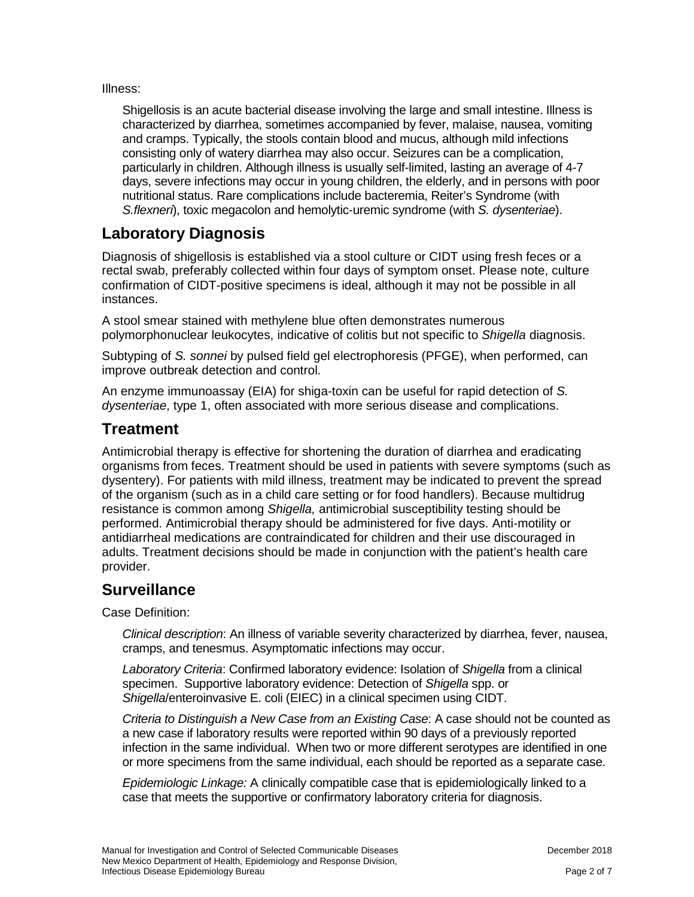Illness:

Shigellosis is an acute bacterial disease involving the large and small intestine. Illness is characterized by diarrhea, sometimes accompanied by fever, malaise, nausea, vomiting and cramps. Typically, the stools contain blood and mucus, although mild infections consisting only of watery diarrhea may also occur. Seizures can be a complication, particularly in children. Although illness is usually self-limited, lasting an average of 4-7 days, severe infections may occur in young children, the elderly, and in persons with poor nutritional status. Rare complications include bacteremia, Reiter's Syndrome (with *S.flexneri*), toxic megacolon and hemolytic-uremic syndrome (with *S. dysenteriae*).

## Laboratory Diagnosis

Diagnosis of shigellosis is established via a stool culture or CIDT using fresh feces or a rectal swab, preferably collected within four days of symptom onset. Please note, culture confirmation of CIDT-positive specimens is ideal, although it may not be possible in all instances.

A stool smear stained with methylene blue often demonstrates numerous polymorphonuclear leukocytes, indicative of colitis but not specific to *Shigella* diagnosis.

Subtyping of *S. sonnei* by pulsed field gel electrophoresis (PFGE), when performed, can improve outbreak detection and control.

An enzyme immunoassay (EIA) for shiga-toxin can be useful for rapid detection of *S. dysenteriae*, type 1, often associated with more serious disease and complications.

## Treatment

Antimicrobial therapy is effective for shortening the duration of diarrhea and eradicating organisms from feces. Treatment should be used in patients with severe symptoms (such as dysentery). For patients with mild illness, treatment may be indicated to prevent the spread of the organism (such as in a child care setting or for food handlers). Because multidrug resistance is common among *Shigella,* antimicrobial susceptibility testing should be performed. Antimicrobial therapy should be administered for five days. Anti-motility or antidiarrheal medications are contraindicated for children and their use discouraged in adults. Treatment decisions should be made in conjunction with the patient's health care provider.

## Surveillance

Case Definition:

*Clinical description*: An illness of variable severity characterized by diarrhea, fever, nausea, cramps, and tenesmus. Asymptomatic infections may occur.

*Laboratory Criteria*: Confirmed laboratory evidence: Isolation of *Shigella* from a clinical specimen. Supportive laboratory evidence: Detection of *Shigella* spp. or *Shigella*/enteroinvasive E. coli (EIEC) in a clinical specimen using CIDT.

*Criteria to Distinguish a New Case from an Existing Case*: A case should not be counted as a new case if laboratory results were reported within 90 days of a previously reported infection in the same individual. When two or more different serotypes are identified in one or more specimens from the same individual, each should be reported as a separate case.

*Epidemiologic Linkage:* A clinically compatible case that is epidemiologically linked to a case that meets the supportive or confirmatory laboratory criteria for diagnosis.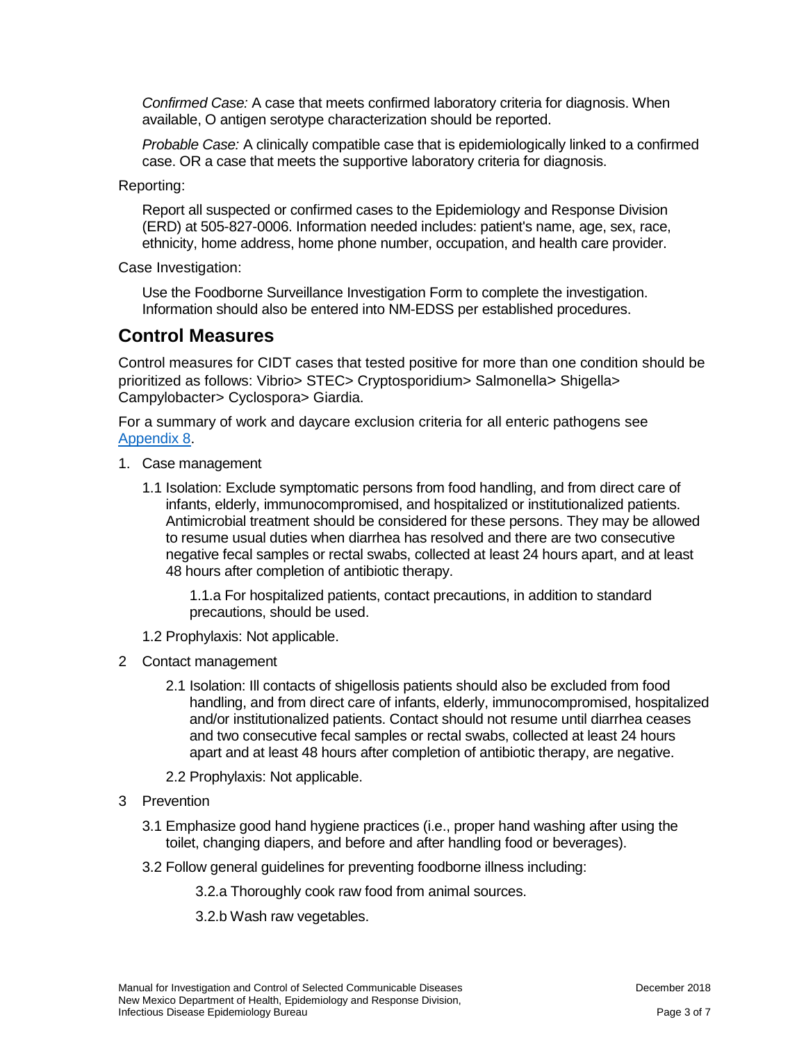*Confirmed Case:* A case that meets confirmed laboratory criteria for diagnosis. When available, O antigen serotype characterization should be reported.

*Probable Case:* A clinically compatible case that is epidemiologically linked to a confirmed case. OR a case that meets the supportive laboratory criteria for diagnosis.

Reporting:

Report all suspected or confirmed cases to the Epidemiology and Response Division (ERD) at 505-827-0006. Information needed includes: patient's name, age, sex, race, ethnicity, home address, home phone number, occupation, and health care provider.

Case Investigation:

Use the Foodborne Surveillance Investigation Form to complete the investigation. Information should also be entered into NM-EDSS per established procedures.

## Control Measures

Control measures for CIDT cases that tested positive for more than one condition should be prioritized as follows: Vibrio> STEC> Cryptosporidium> Salmonella> Shigella> Campylobacter> Cyclospora> Giardia.

For a summary of work and daycare exclusion criteria for all enteric pathogens see Appendix 8.

1. Case management

   1.1 Isolation: Exclude symptomatic persons from food handling, and from direct care of infants, elderly, immunocompromised, and hospitalized or institutionalized patients. Antimicrobial treatment should be considered for these persons. They may be allowed to resume usual duties when diarrhea has resolved and there are two consecutive negative fecal samples or rectal swabs, collected at least 24 hours apart, and at least 48 hours after completion of antibiotic therapy.

      1.1.a For hospitalized patients, contact precautions, in addition to standard precautions, should be used.

   1.2 Prophylaxis: Not applicable.

2 Contact management

   2.1 Isolation: Ill contacts of shigellosis patients should also be excluded from food handling, and from direct care of infants, elderly, immunocompromised, hospitalized and/or institutionalized patients. Contact should not resume until diarrhea ceases and two consecutive fecal samples or rectal swabs, collected at least 24 hours apart and at least 48 hours after completion of antibiotic therapy, are negative.

   2.2 Prophylaxis: Not applicable.

3 Prevention

   3.1 Emphasize good hand hygiene practices (i.e., proper hand washing after using the toilet, changing diapers, and before and after handling food or beverages).

   3.2 Follow general guidelines for preventing foodborne illness including:

      3.2.a Thoroughly cook raw food from animal sources.

      3.2.b Wash raw vegetables.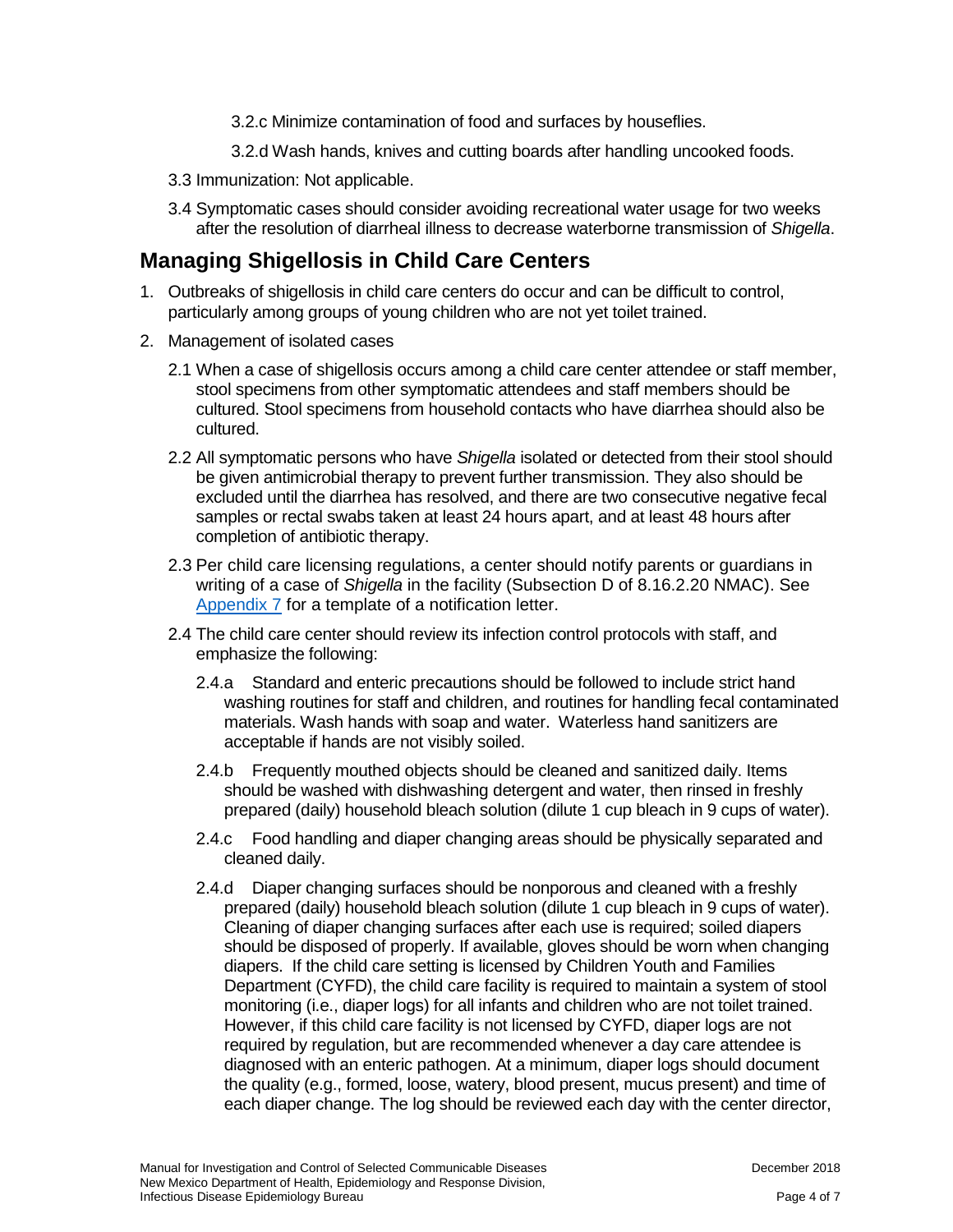3.2.c Minimize contamination of food and surfaces by houseflies.

3.2.d Wash hands, knives and cutting boards after handling uncooked foods.

3.3 Immunization: Not applicable.

3.4 Symptomatic cases should consider avoiding recreational water usage for two weeks after the resolution of diarrheal illness to decrease waterborne transmission of *Shigella*.

## Managing Shigellosis in Child Care Centers

1. Outbreaks of shigellosis in child care centers do occur and can be difficult to control, particularly among groups of young children who are not yet toilet trained.
2. Management of isolated cases

2.1 When a case of shigellosis occurs among a child care center attendee or staff member, stool specimens from other symptomatic attendees and staff members should be cultured. Stool specimens from household contacts who have diarrhea should also be cultured.

2.2 All symptomatic persons who have *Shigella* isolated or detected from their stool should be given antimicrobial therapy to prevent further transmission. They also should be excluded until the diarrhea has resolved, and there are two consecutive negative fecal samples or rectal swabs taken at least 24 hours apart, and at least 48 hours after completion of antibiotic therapy.

2.3 Per child care licensing regulations, a center should notify parents or guardians in writing of a case of *Shigella* in the facility (Subsection D of 8.16.2.20 NMAC). See Appendix 7 for a template of a notification letter.

2.4 The child care center should review its infection control protocols with staff, and emphasize the following:

2.4.a Standard and enteric precautions should be followed to include strict hand washing routines for staff and children, and routines for handling fecal contaminated materials. Wash hands with soap and water. Waterless hand sanitizers are acceptable if hands are not visibly soiled.

2.4.b Frequently mouthed objects should be cleaned and sanitized daily. Items should be washed with dishwashing detergent and water, then rinsed in freshly prepared (daily) household bleach solution (dilute 1 cup bleach in 9 cups of water).

2.4.c Food handling and diaper changing areas should be physically separated and cleaned daily.

2.4.d Diaper changing surfaces should be nonporous and cleaned with a freshly prepared (daily) household bleach solution (dilute 1 cup bleach in 9 cups of water). Cleaning of diaper changing surfaces after each use is required; soiled diapers should be disposed of properly. If available, gloves should be worn when changing diapers. If the child care setting is licensed by Children Youth and Families Department (CYFD), the child care facility is required to maintain a system of stool monitoring (i.e., diaper logs) for all infants and children who are not toilet trained. However, if this child care facility is not licensed by CYFD, diaper logs are not required by regulation, but are recommended whenever a day care attendee is diagnosed with an enteric pathogen. At a minimum, diaper logs should document the quality (e.g., formed, loose, watery, blood present, mucus present) and time of each diaper change. The log should be reviewed each day with the center director,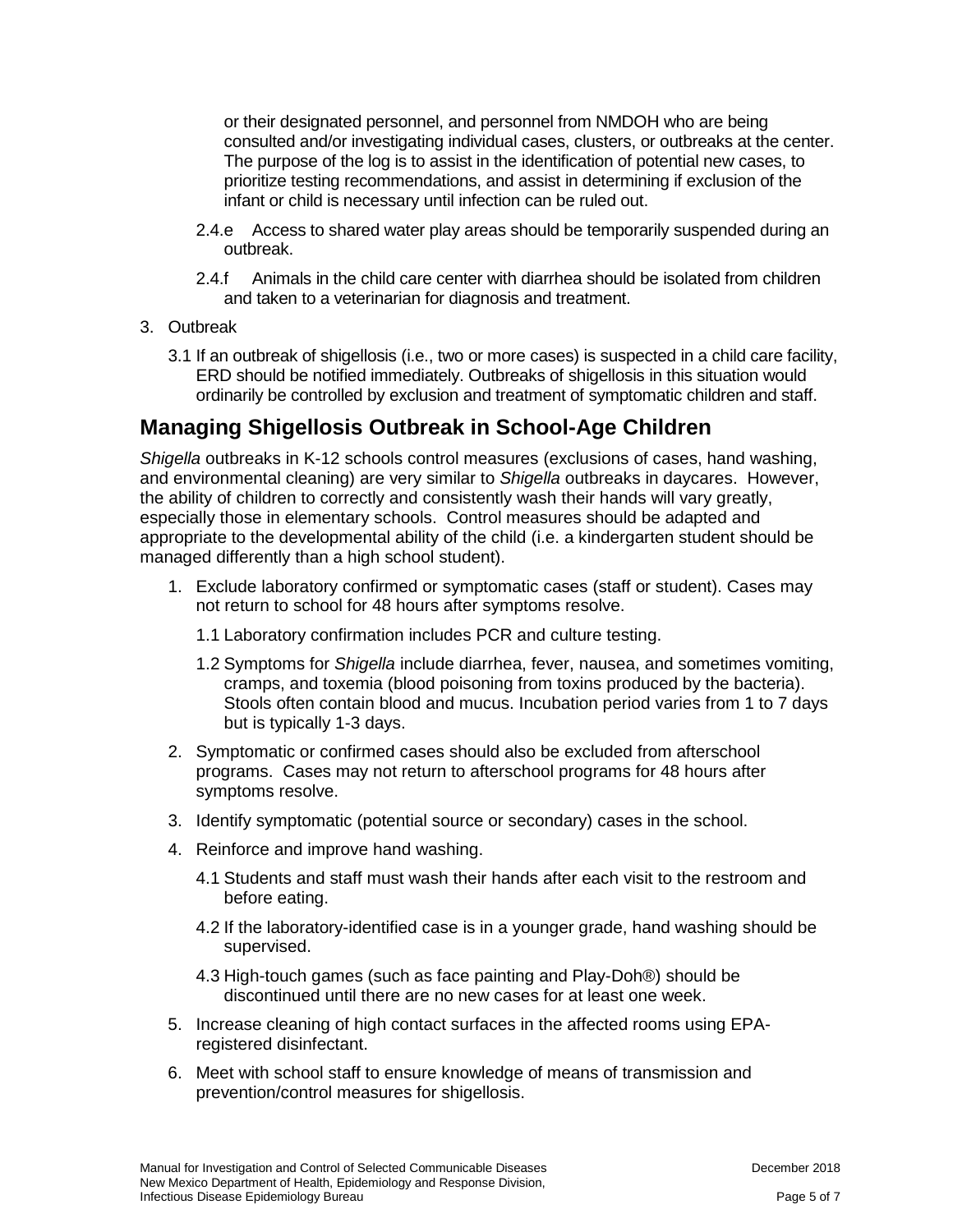or their designated personnel, and personnel from NMDOH who are being consulted and/or investigating individual cases, clusters, or outbreaks at the center. The purpose of the log is to assist in the identification of potential new cases, to prioritize testing recommendations, and assist in determining if exclusion of the infant or child is necessary until infection can be ruled out.

2.4.e Access to shared water play areas should be temporarily suspended during an outbreak.

2.4.f Animals in the child care center with diarrhea should be isolated from children and taken to a veterinarian for diagnosis and treatment.

3. Outbreak

   3.1 If an outbreak of shigellosis (i.e., two or more cases) is suspected in a child care facility, ERD should be notified immediately. Outbreaks of shigellosis in this situation would ordinarily be controlled by exclusion and treatment of symptomatic children and staff.

## Managing Shigellosis Outbreak in School-Age Children

*Shigella* outbreaks in K-12 schools control measures (exclusions of cases, hand washing, and environmental cleaning) are very similar to *Shigella* outbreaks in daycares. However, the ability of children to correctly and consistently wash their hands will vary greatly, especially those in elementary schools. Control measures should be adapted and appropriate to the developmental ability of the child (i.e. a kindergarten student should be managed differently than a high school student).

1. Exclude laboratory confirmed or symptomatic cases (staff or student). Cases may not return to school for 48 hours after symptoms resolve.

   1.1 Laboratory confirmation includes PCR and culture testing.

   1.2 Symptoms for *Shigella* include diarrhea, fever, nausea, and sometimes vomiting, cramps, and toxemia (blood poisoning from toxins produced by the bacteria). Stools often contain blood and mucus. Incubation period varies from 1 to 7 days but is typically 1-3 days.

2. Symptomatic or confirmed cases should also be excluded from afterschool programs. Cases may not return to afterschool programs for 48 hours after symptoms resolve.

3. Identify symptomatic (potential source or secondary) cases in the school.

4. Reinforce and improve hand washing.

   4.1 Students and staff must wash their hands after each visit to the restroom and before eating.

   4.2 If the laboratory-identified case is in a younger grade, hand washing should be supervised.

   4.3 High-touch games (such as face painting and Play-Doh®) should be discontinued until there are no new cases for at least one week.

5. Increase cleaning of high contact surfaces in the affected rooms using EPA-registered disinfectant.

6. Meet with school staff to ensure knowledge of means of transmission and prevention/control measures for shigellosis.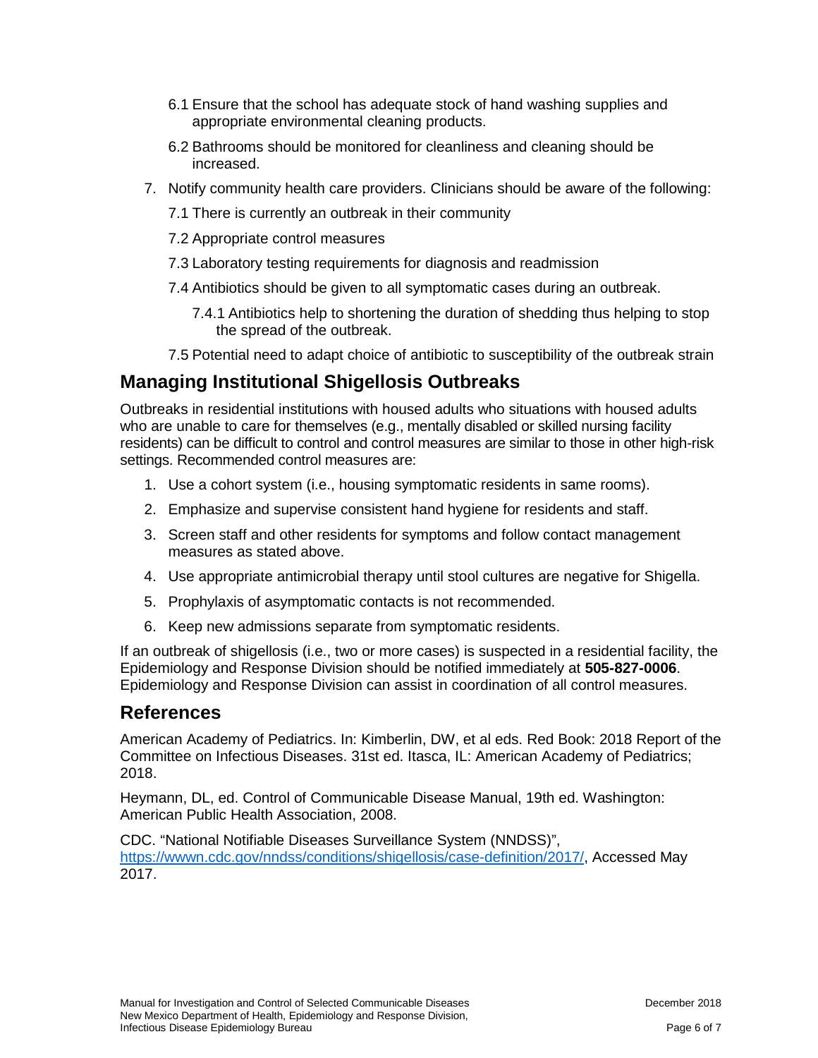6.1 Ensure that the school has adequate stock of hand washing supplies and appropriate environmental cleaning products.

6.2 Bathrooms should be monitored for cleanliness and cleaning should be increased.

7. Notify community health care providers. Clinicians should be aware of the following:

   7.1 There is currently an outbreak in their community

   7.2 Appropriate control measures

   7.3 Laboratory testing requirements for diagnosis and readmission

   7.4 Antibiotics should be given to all symptomatic cases during an outbreak.

      7.4.1 Antibiotics help to shortening the duration of shedding thus helping to stop the spread of the outbreak.

   7.5 Potential need to adapt choice of antibiotic to susceptibility of the outbreak strain

## Managing Institutional Shigellosis Outbreaks

Outbreaks in residential institutions with housed adults who situations with housed adults who are unable to care for themselves (e.g., mentally disabled or skilled nursing facility residents) can be difficult to control and control measures are similar to those in other high-risk settings. Recommended control measures are:

1. Use a cohort system (i.e., housing symptomatic residents in same rooms).
2. Emphasize and supervise consistent hand hygiene for residents and staff.
3. Screen staff and other residents for symptoms and follow contact management measures as stated above.
4. Use appropriate antimicrobial therapy until stool cultures are negative for Shigella.
5. Prophylaxis of asymptomatic contacts is not recommended.
6. Keep new admissions separate from symptomatic residents.

If an outbreak of shigellosis (i.e., two or more cases) is suspected in a residential facility, the Epidemiology and Response Division should be notified immediately at **505-827-0006**. Epidemiology and Response Division can assist in coordination of all control measures.

## References

American Academy of Pediatrics. In: Kimberlin, DW, et al eds. Red Book: 2018 Report of the Committee on Infectious Diseases. 31st ed. Itasca, IL: American Academy of Pediatrics; 2018.

Heymann, DL, ed. Control of Communicable Disease Manual, 19th ed. Washington: American Public Health Association, 2008.

CDC. "National Notifiable Diseases Surveillance System (NNDSS)", https://wwwn.cdc.gov/nndss/conditions/shigellosis/case-definition/2017/, Accessed May 2017.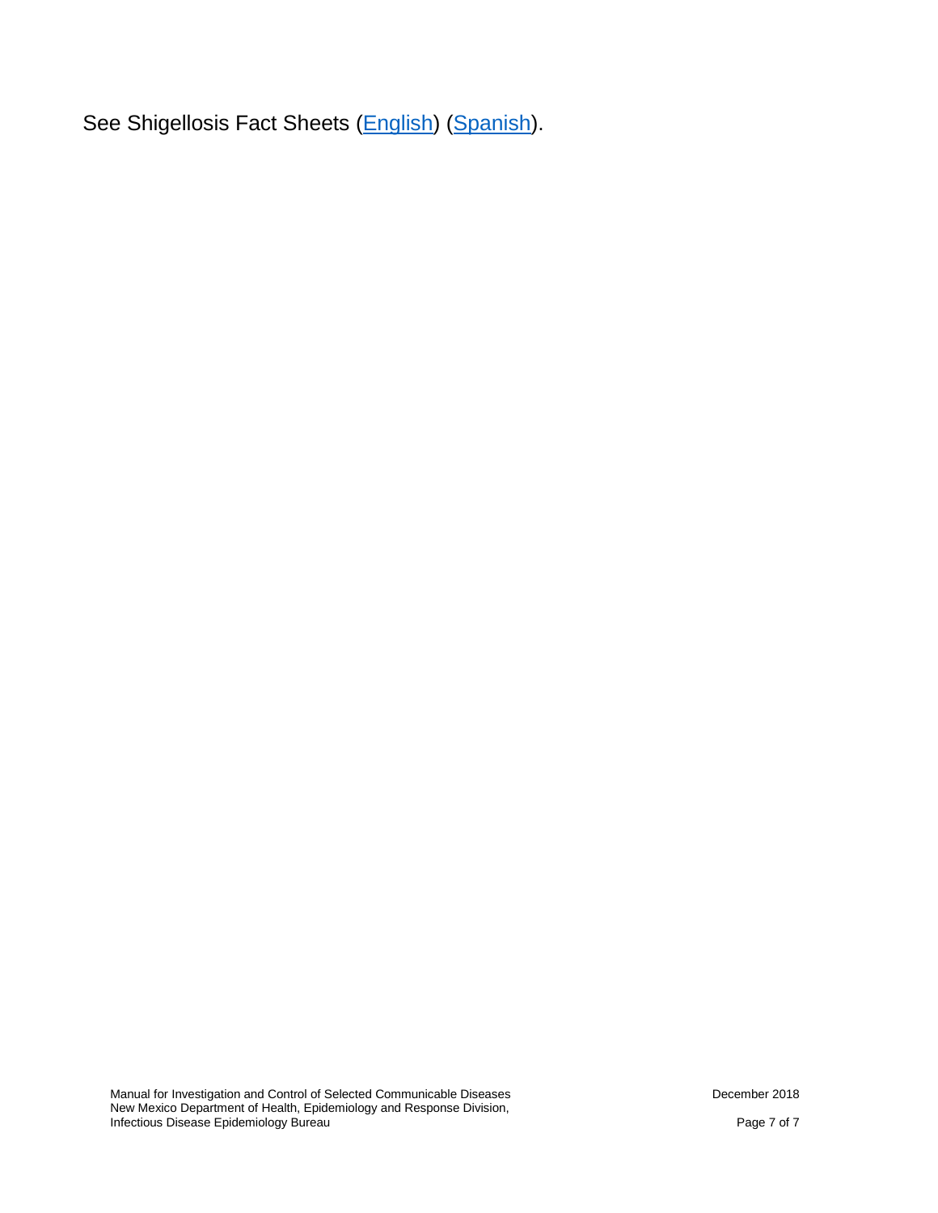See Shigellosis Fact Sheets (English) (Spanish).